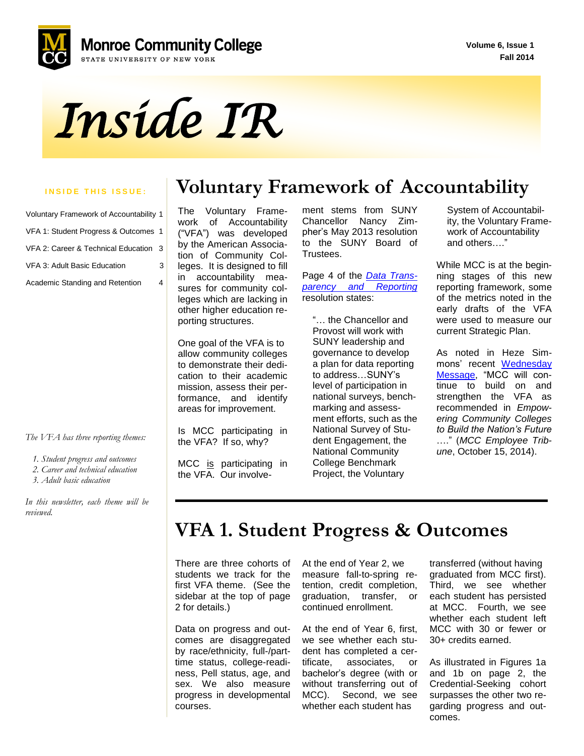Monroe Community College
STATE UNIVERSITY OF NEW YORK

Volume 6, Issue 1
Fall 2014

# *Inside IR*

**INSIDE THIS ISSUE:**

| | |
|---|---|
| Voluntary Framework of Accountability | 1 |
| VFA 1: Student Progress & Outcomes | 1 |
| VFA 2: Career & Technical Education | 3 |
| VFA 3: Adult Basic Education | 3 |
| Academic Standing and Retention | 4 |

*The VFA has three reporting themes:*

*1. Student progress and outcomes*
*2. Career and technical education*
*3. Adult basic education*

*In this newsletter, each theme will be reviewed.*

## Voluntary Framework of Accountability

The Voluntary Framework of Accountability ("VFA") was developed by the American Association of Community Colleges. It is designed to fill in accountability measures for community colleges which are lacking in other higher education reporting structures.

One goal of the VFA is to allow community colleges to demonstrate their dedication to their academic mission, assess their performance, and identify areas for improvement.

Is MCC participating in the VFA? If so, why?

MCC is participating in the VFA. Our involvement stems from SUNY Chancellor Nancy Zimpher's May 2013 resolution to the SUNY Board of Trustees.

Page 4 of the *Data Transparency and Reporting* resolution states:

> "… the Chancellor and Provost will work with SUNY leadership and governance to develop a plan for data reporting to address…SUNY's level of participation in national surveys, benchmarking and assessment efforts, such as the National Survey of Student Engagement, the National Community College Benchmark Project, the Voluntary System of Accountability, the Voluntary Framework of Accountability and others…."

While MCC is at the beginning stages of this new reporting framework, some of the metrics noted in the early drafts of the VFA were used to measure our current Strategic Plan.

As noted in Heze Simmons' recent Wednesday Message, "MCC will continue to build on and strengthen the VFA as recommended in *Empowering Community Colleges to Build the Nation's Future* …." (*MCC Employee Tribune*, October 15, 2014).

## VFA 1. Student Progress & Outcomes

There are three cohorts of students we track for the first VFA theme. (See the sidebar at the top of page 2 for details.)

Data on progress and outcomes are disaggregated by race/ethnicity, full-/part-time status, college-readiness, Pell status, age, and sex. We also measure progress in developmental courses.

At the end of Year 2, we measure fall-to-spring retention, credit completion, graduation, transfer, or continued enrollment.

At the end of Year 6, first, we see whether each student has completed a certificate, associates, or bachelor's degree (with or without transferring out of MCC). Second, we see whether each student has transferred (without having graduated from MCC first). Third, we see whether each student has persisted at MCC. Fourth, we see whether each student left MCC with 30 or fewer or 30+ credits earned.

As illustrated in Figures 1a and 1b on page 2, the Credential-Seeking cohort surpasses the other two regarding progress and outcomes.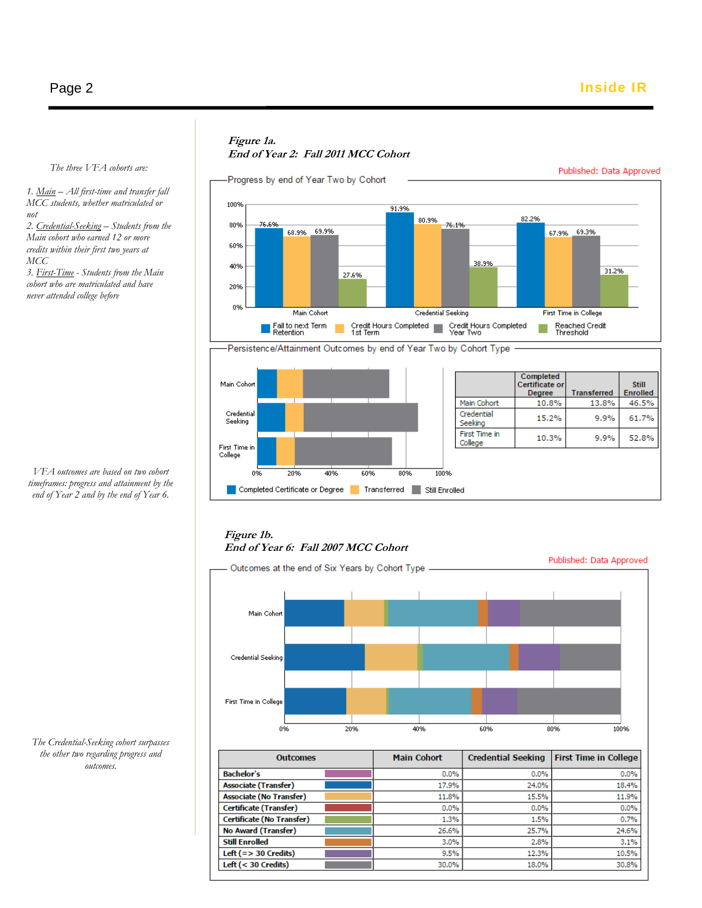The three VFA cohorts are:

1. Main – All first-time and transfer fall MCC students, whether matriculated or not
2. Credential-Seeking – Students from the Main cohort who earned 12 or more credits within their first two years at MCC
3. First-Time - Students from the Main cohort who are matriculated and have never attended college before

VFA outcomes are based on two cohort timeframes: progress and attainment by the end of Year 2 and by the end of Year 6.

The Credential-Seeking cohort surpasses the other two regarding progress and outcomes.

*Figure 1a.*
*End of Year 2: Fall 2011 MCC Cohort*

Published: Data Approved

Progress by end of Year Two by Cohort

| Cohort | Fall to next Term Retention | Credit Hours Completed 1st Term | Credit Hours Completed Year Two | Reached Credit Threshold |
|---|---|---|---|---|
| Main Cohort | 76.6% | 68.9% | 69.9% | 27.6% |
| Credential Seeking | 91.9% | 80.9% | 76.1% | 38.9% |
| First Time in College | 82.2% | 67.9% | 69.3% | 31.2% |

Persistence/Attainment Outcomes by end of Year Two by Cohort Type

| | Completed Certificate or Degree | Transferred | Still Enrolled |
|---|---|---|---|
| Main Cohort | 10.8% | 13.8% | 46.5% |
| Credential Seeking | 15.2% | 9.9% | 61.7% |
| First Time in College | 10.3% | 9.9% | 52.8% |

*Figure 1b.*
*End of Year 6: Fall 2007 MCC Cohort*

Published: Data Approved

Outcomes at the end of Six Years by Cohort Type

| Outcomes | Main Cohort | Credential Seeking | First Time in College |
|---|---|---|---|
| Bachelor's | 0.0% | 0.0% | 0.0% |
| Associate (Transfer) | 17.9% | 24.0% | 18.4% |
| Associate (No Transfer) | 11.8% | 15.5% | 11.9% |
| Certificate (Transfer) | 0.0% | 0.0% | 0.0% |
| Certificate (No Transfer) | 1.3% | 1.5% | 0.7% |
| No Award (Transfer) | 26.6% | 25.7% | 24.6% |
| Still Enrolled | 3.0% | 2.8% | 3.1% |
| Left (=> 30 Credits) | 9.5% | 12.3% | 10.5% |
| Left (< 30 Credits) | 30.0% | 18.0% | 30.8% |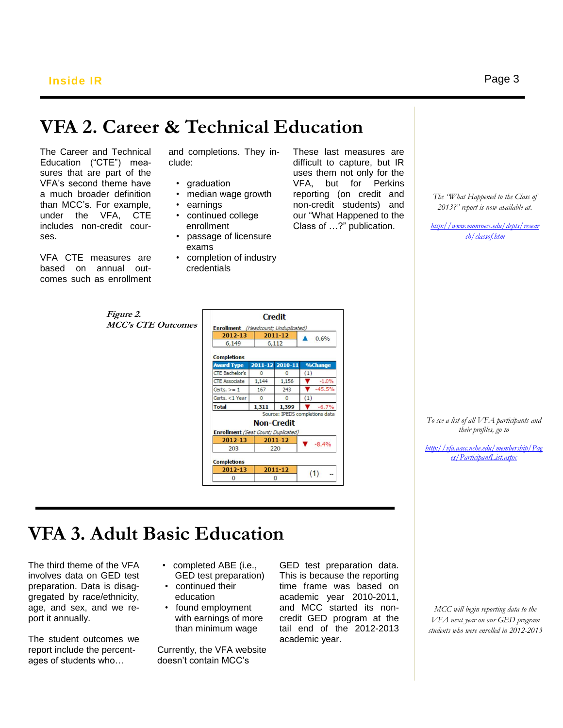# VFA 2. Career & Technical Education

The Career and Technical Education ("CTE") measures that are part of the VFA's second theme have a much broader definition than MCC's. For example, under the VFA, CTE includes non-credit courses.

VFA CTE measures are based on annual outcomes such as enrollment and completions. They include:

- graduation
- median wage growth
- earnings
- continued college enrollment
- passage of licensure exams
- completion of industry credentials

These last measures are difficult to capture, but IR uses them not only for the VFA, but for Perkins reporting (on credit and non-credit students) and our "What Happened to the Class of …?" publication.

*The "What Happened to the Class of 2013?" report is now available at.*

http://www.monroecc.edu/depts/research/classof.htm

*Figure 2.*
*MCC's CTE Outcomes*

**Credit**

**Enrollment** *(Headcount; Unduplicated)*

| 2012-13 | 2011-12 | |
|---|---|---|
| 6,149 | 6,112 | ▲ 0.6% |

**Completions**

| Award Type | 2011-12 | 2010-11 | %Change |
|---|---|---|---|
| CTE Bachelor's | 0 | 0 | (1) |
| CTE Associate | 1,144 | 1,156 | ▼ -1.0% |
| Certs. >= 1 | 167 | 243 | ▼ -45.5% |
| Certs. <1 Year | 0 | 0 | (1) |
| **Total** | **1,311** | **1,399** | ▼ -6.7% |

Source: IPEDS completions data

**Non-Credit**

**Enrollment** *(Seat Count; Duplicated)*

| 2012-13 | 2011-12 | |
|---|---|---|
| 203 | 220 | ▼ -8.4% |

**Completions**

| 2012-13 | 2011-12 | |
|---|---|---|
| 0 | 0 | (1) -- |

*To see a list of all VFA participants and their profiles, go to*

http://vfa.aacc.nche.edu/membership/Pages/ParticipantList.aspx

# VFA 3. Adult Basic Education

The third theme of the VFA involves data on GED test preparation. Data is disaggregated by race/ethnicity, age, and sex, and we report it annually.

The student outcomes we report include the percentages of students who…

- completed ABE (i.e., GED test preparation)
- continued their education
- found employment with earnings of more than minimum wage

Currently, the VFA website doesn't contain MCC's GED test preparation data. This is because the reporting time frame was based on academic year 2010-2011, and MCC started its non-credit GED program at the tail end of the 2012-2013 academic year.

*MCC will begin reporting data to the VFA next year on our GED program students who were enrolled in 2012-2013*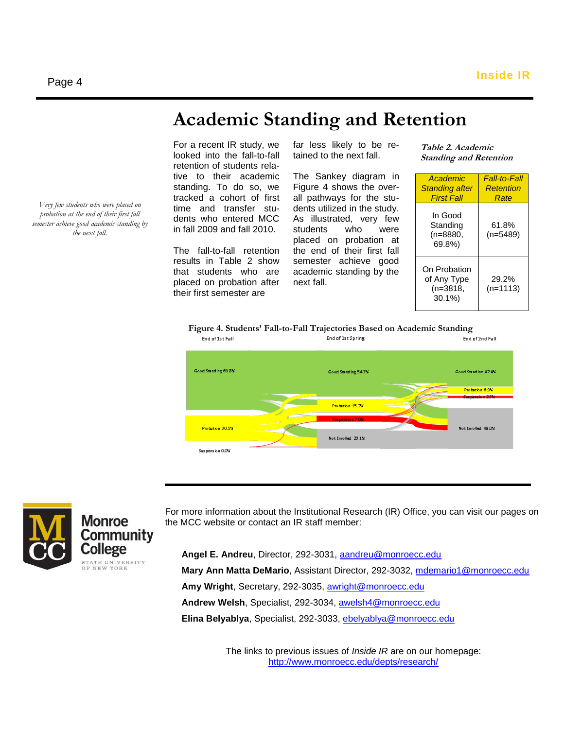# Academic Standing and Retention

*Very few students who were placed on probation at the end of their first fall semester achieve good academic standing by the next fall.*

For a recent IR study, we looked into the fall-to-fall retention of students relative to their academic standing. To do so, we tracked a cohort of first time and transfer students who entered MCC in fall 2009 and fall 2010.

The fall-to-fall retention results in Table 2 show that students who are placed on probation after their first semester are far less likely to be retained to the next fall.

The Sankey diagram in Figure 4 shows the overall pathways for the students utilized in the study. As illustrated, very few students who were placed on probation at the end of their first fall semester achieve good academic standing by the next fall.

***Table 2. Academic Standing and Retention***

| *Academic Standing after First Fall* | *Fall-to-Fall Retention Rate* |
|---|---|
| In Good Standing (n=8880, 69.8%) | 61.8% (n=5489) |
| On Probation of Any Type (n=3818, 30.1%) | 29.2% (n=1113) |

**Figure 4. Students' Fall-to-Fall Trajectories Based on Academic Standing**

End of 1st Fall
Good Standing 69.8%
Probation 30.1%
Suspension 0.0%

End of 1st Spring
Good Standing 54.7%
Probation 15.2%
Suspension 7.0%
Not Enrolled 23.1%

End of 2nd Fall
Good Standing 42.4%
Probation 6.9%
Suspension 2.7%
Not Enrolled 48.0%

---

For more information about the Institutional Research (IR) Office, you can visit our pages on the MCC website or contact an IR staff member:

**Angel E. Andreu**, Director, 292-3031, aandreu@monroecc.edu

**Mary Ann Matta DeMario**, Assistant Director, 292-3032, mdemario1@monroecc.edu

**Amy Wright**, Secretary, 292-3035, awright@monroecc.edu

**Andrew Welsh**, Specialist, 292-3034, awelsh4@monroecc.edu

**Elina Belyablya**, Specialist, 292-3033, ebelyablya@monroecc.edu

The links to previous issues of *Inside IR* are on our homepage:
http://www.monroecc.edu/depts/research/